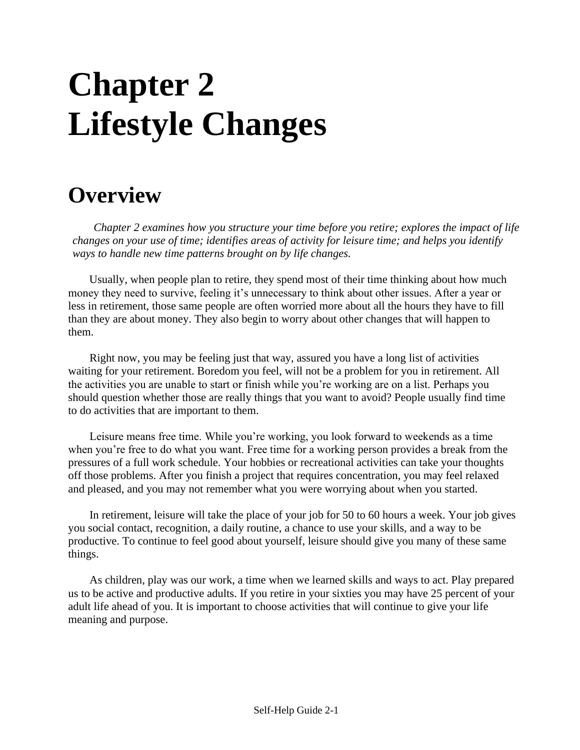# Chapter 2
# Lifestyle Changes

## Overview

*Chapter 2 examines how you structure your time before you retire; explores the impact of life changes on your use of time; identifies areas of activity for leisure time; and helps you identify ways to handle new time patterns brought on by life changes.*

Usually, when people plan to retire, they spend most of their time thinking about how much money they need to survive, feeling it's unnecessary to think about other issues. After a year or less in retirement, those same people are often worried more about all the hours they have to fill than they are about money. They also begin to worry about other changes that will happen to them.

Right now, you may be feeling just that way, assured you have a long list of activities waiting for your retirement. Boredom you feel, will not be a problem for you in retirement. All the activities you are unable to start or finish while you're working are on a list. Perhaps you should question whether those are really things that you want to avoid? People usually find time to do activities that are important to them.

Leisure means free time. While you're working, you look forward to weekends as a time when you're free to do what you want. Free time for a working person provides a break from the pressures of a full work schedule. Your hobbies or recreational activities can take your thoughts off those problems. After you finish a project that requires concentration, you may feel relaxed and pleased, and you may not remember what you were worrying about when you started.

In retirement, leisure will take the place of your job for 50 to 60 hours a week. Your job gives you social contact, recognition, a daily routine, a chance to use your skills, and a way to be productive. To continue to feel good about yourself, leisure should give you many of these same things.

As children, play was our work, a time when we learned skills and ways to act. Play prepared us to be active and productive adults. If you retire in your sixties you may have 25 percent of your adult life ahead of you. It is important to choose activities that will continue to give your life meaning and purpose.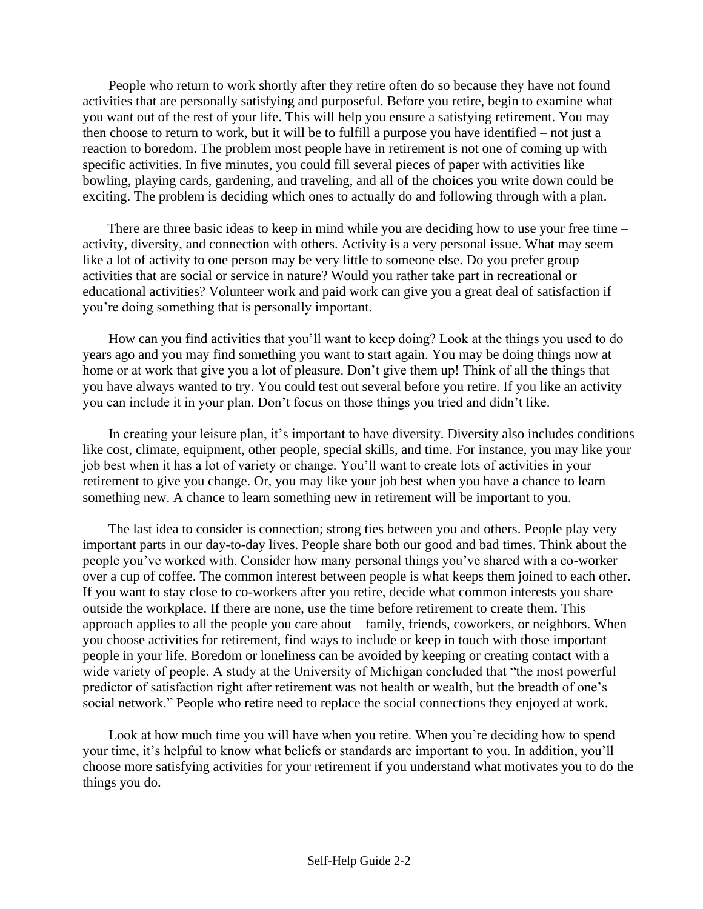People who return to work shortly after they retire often do so because they have not found activities that are personally satisfying and purposeful. Before you retire, begin to examine what you want out of the rest of your life. This will help you ensure a satisfying retirement. You may then choose to return to work, but it will be to fulfill a purpose you have identified – not just a reaction to boredom. The problem most people have in retirement is not one of coming up with specific activities. In five minutes, you could fill several pieces of paper with activities like bowling, playing cards, gardening, and traveling, and all of the choices you write down could be exciting. The problem is deciding which ones to actually do and following through with a plan.

There are three basic ideas to keep in mind while you are deciding how to use your free time – activity, diversity, and connection with others. Activity is a very personal issue. What may seem like a lot of activity to one person may be very little to someone else. Do you prefer group activities that are social or service in nature? Would you rather take part in recreational or educational activities? Volunteer work and paid work can give you a great deal of satisfaction if you're doing something that is personally important.

How can you find activities that you'll want to keep doing? Look at the things you used to do years ago and you may find something you want to start again. You may be doing things now at home or at work that give you a lot of pleasure. Don't give them up! Think of all the things that you have always wanted to try. You could test out several before you retire. If you like an activity you can include it in your plan. Don't focus on those things you tried and didn't like.

In creating your leisure plan, it's important to have diversity. Diversity also includes conditions like cost, climate, equipment, other people, special skills, and time. For instance, you may like your job best when it has a lot of variety or change. You'll want to create lots of activities in your retirement to give you change. Or, you may like your job best when you have a chance to learn something new. A chance to learn something new in retirement will be important to you.

The last idea to consider is connection; strong ties between you and others. People play very important parts in our day-to-day lives. People share both our good and bad times. Think about the people you've worked with. Consider how many personal things you've shared with a co-worker over a cup of coffee. The common interest between people is what keeps them joined to each other. If you want to stay close to co-workers after you retire, decide what common interests you share outside the workplace. If there are none, use the time before retirement to create them. This approach applies to all the people you care about – family, friends, coworkers, or neighbors. When you choose activities for retirement, find ways to include or keep in touch with those important people in your life. Boredom or loneliness can be avoided by keeping or creating contact with a wide variety of people. A study at the University of Michigan concluded that "the most powerful predictor of satisfaction right after retirement was not health or wealth, but the breadth of one's social network." People who retire need to replace the social connections they enjoyed at work.

Look at how much time you will have when you retire. When you're deciding how to spend your time, it's helpful to know what beliefs or standards are important to you. In addition, you'll choose more satisfying activities for your retirement if you understand what motivates you to do the things you do.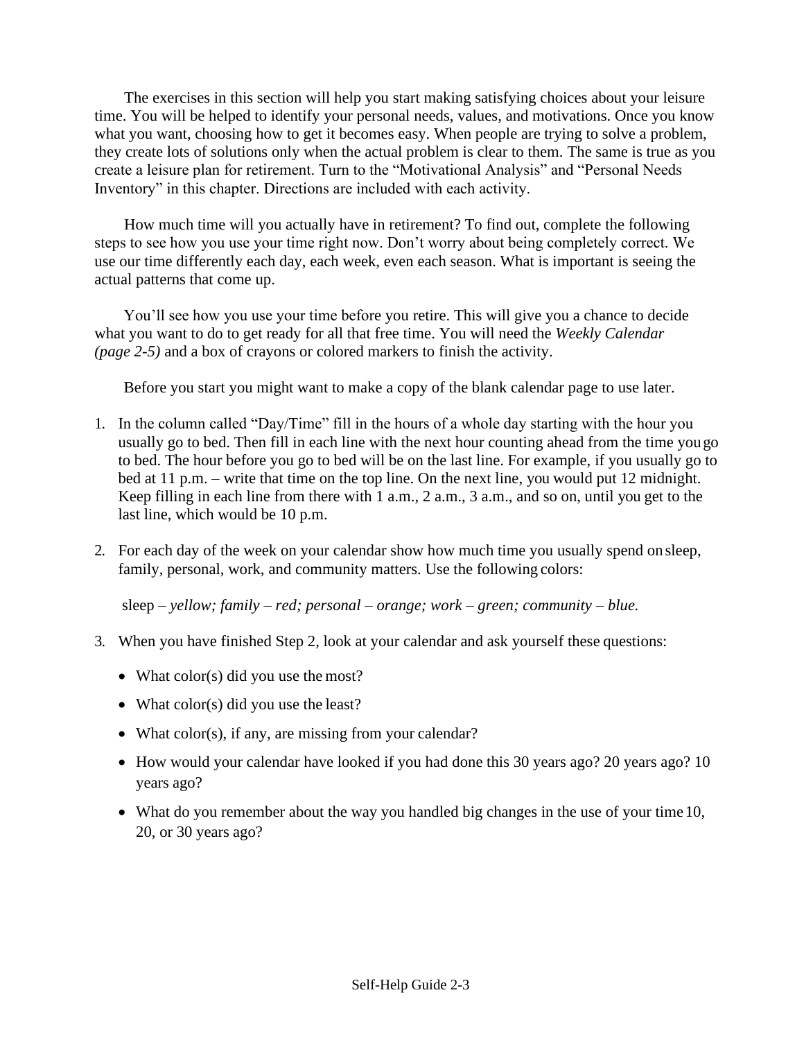The exercises in this section will help you start making satisfying choices about your leisure time. You will be helped to identify your personal needs, values, and motivations. Once you know what you want, choosing how to get it becomes easy. When people are trying to solve a problem, they create lots of solutions only when the actual problem is clear to them. The same is true as you create a leisure plan for retirement. Turn to the "Motivational Analysis" and "Personal Needs Inventory" in this chapter. Directions are included with each activity.

How much time will you actually have in retirement? To find out, complete the following steps to see how you use your time right now. Don't worry about being completely correct. We use our time differently each day, each week, even each season. What is important is seeing the actual patterns that come up.

You'll see how you use your time before you retire. This will give you a chance to decide what you want to do to get ready for all that free time. You will need the *Weekly Calendar (page 2-5)* and a box of crayons or colored markers to finish the activity.

Before you start you might want to make a copy of the blank calendar page to use later.

1. In the column called "Day/Time" fill in the hours of a whole day starting with the hour you usually go to bed. Then fill in each line with the next hour counting ahead from the time you go to bed. The hour before you go to bed will be on the last line. For example, if you usually go to bed at 11 p.m. – write that time on the top line. On the next line, you would put 12 midnight. Keep filling in each line from there with 1 a.m., 2 a.m., 3 a.m., and so on, until you get to the last line, which would be 10 p.m.

2. For each day of the week on your calendar show how much time you usually spend on sleep, family, personal, work, and community matters. Use the following colors:

   sleep – *yellow; family – red; personal – orange; work – green; community – blue.*

3. When you have finished Step 2, look at your calendar and ask yourself these questions:

   - What color(s) did you use the most?
   - What color(s) did you use the least?
   - What color(s), if any, are missing from your calendar?
   - How would your calendar have looked if you had done this 30 years ago? 20 years ago? 10 years ago?
   - What do you remember about the way you handled big changes in the use of your time 10, 20, or 30 years ago?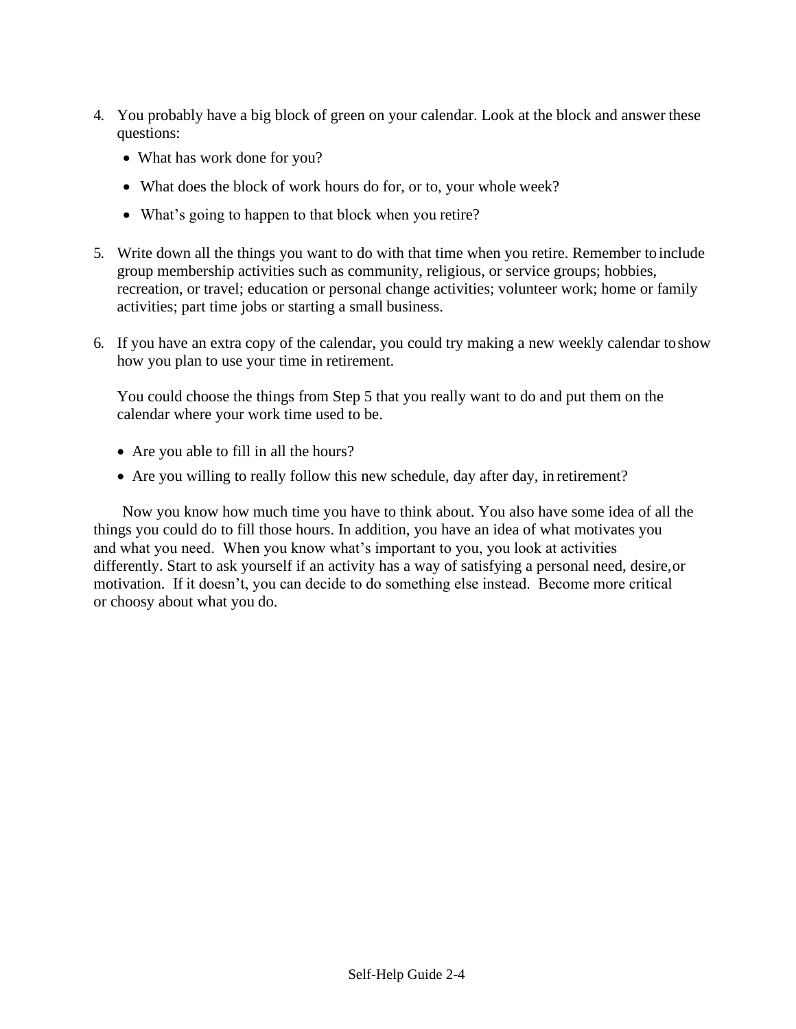4. You probably have a big block of green on your calendar. Look at the block and answer these questions:
   - What has work done for you?
   - What does the block of work hours do for, or to, your whole week?
   - What's going to happen to that block when you retire?

5. Write down all the things you want to do with that time when you retire. Remember to include group membership activities such as community, religious, or service groups; hobbies, recreation, or travel; education or personal change activities; volunteer work; home or family activities; part time jobs or starting a small business.

6. If you have an extra copy of the calendar, you could try making a new weekly calendar to show how you plan to use your time in retirement.

   You could choose the things from Step 5 that you really want to do and put them on the calendar where your work time used to be.

   - Are you able to fill in all the hours?
   - Are you willing to really follow this new schedule, day after day, in retirement?

Now you know how much time you have to think about. You also have some idea of all the things you could do to fill those hours. In addition, you have an idea of what motivates you and what you need. When you know what's important to you, you look at activities differently. Start to ask yourself if an activity has a way of satisfying a personal need, desire, or motivation. If it doesn't, you can decide to do something else instead. Become more critical or choosy about what you do.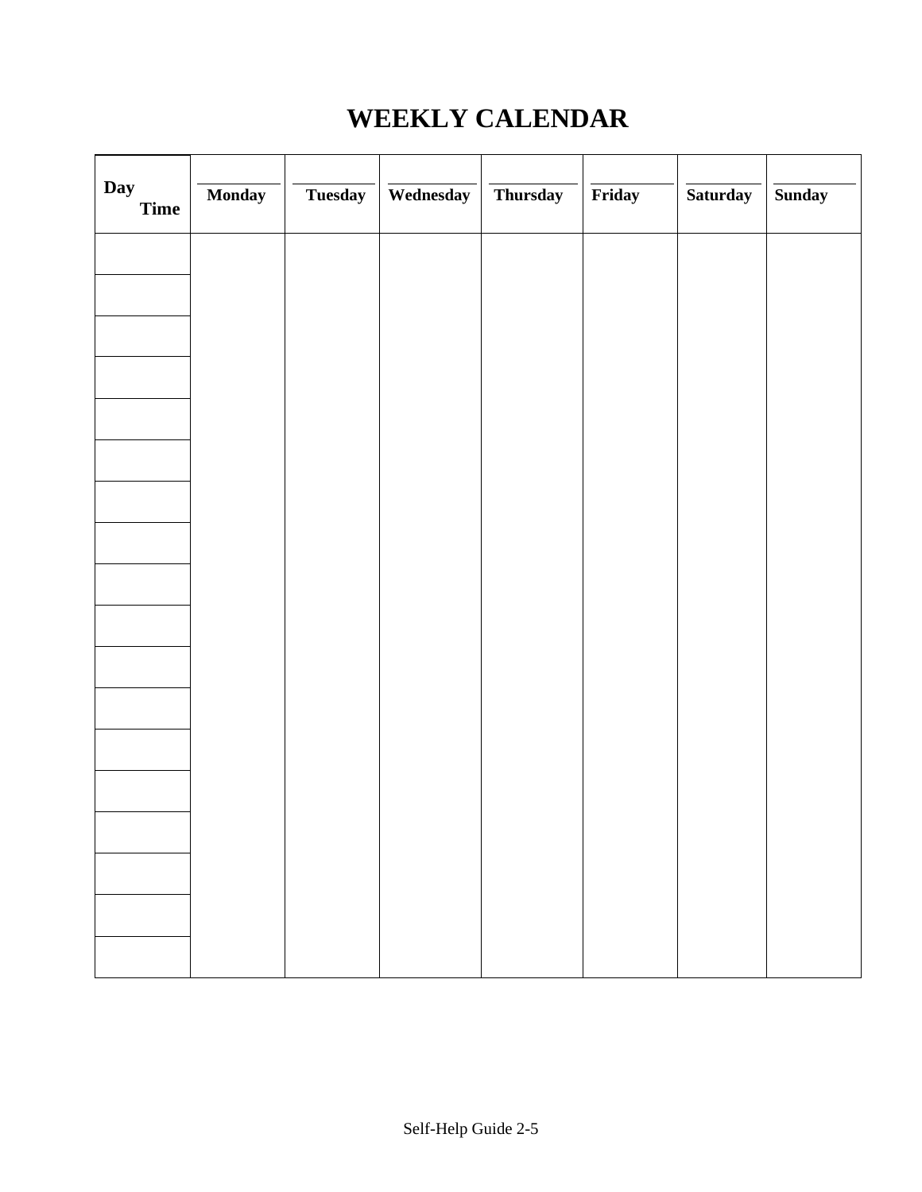# WEEKLY CALENDAR

| Day / Time | Monday | Tuesday | Wednesday | Thursday | Friday | Saturday | Sunday |
|---|---|---|---|---|---|---|---|
| | | | | | | | |
| | | | | | | | |
| | | | | | | | |
| | | | | | | | |
| | | | | | | | |
| | | | | | | | |
| | | | | | | | |
| | | | | | | | |
| | | | | | | | |
| | | | | | | | |
| | | | | | | | |
| | | | | | | | |
| | | | | | | | |
| | | | | | | | |
| | | | | | | | |
| | | | | | | | |
| | | | | | | | |
| | | | | | | | |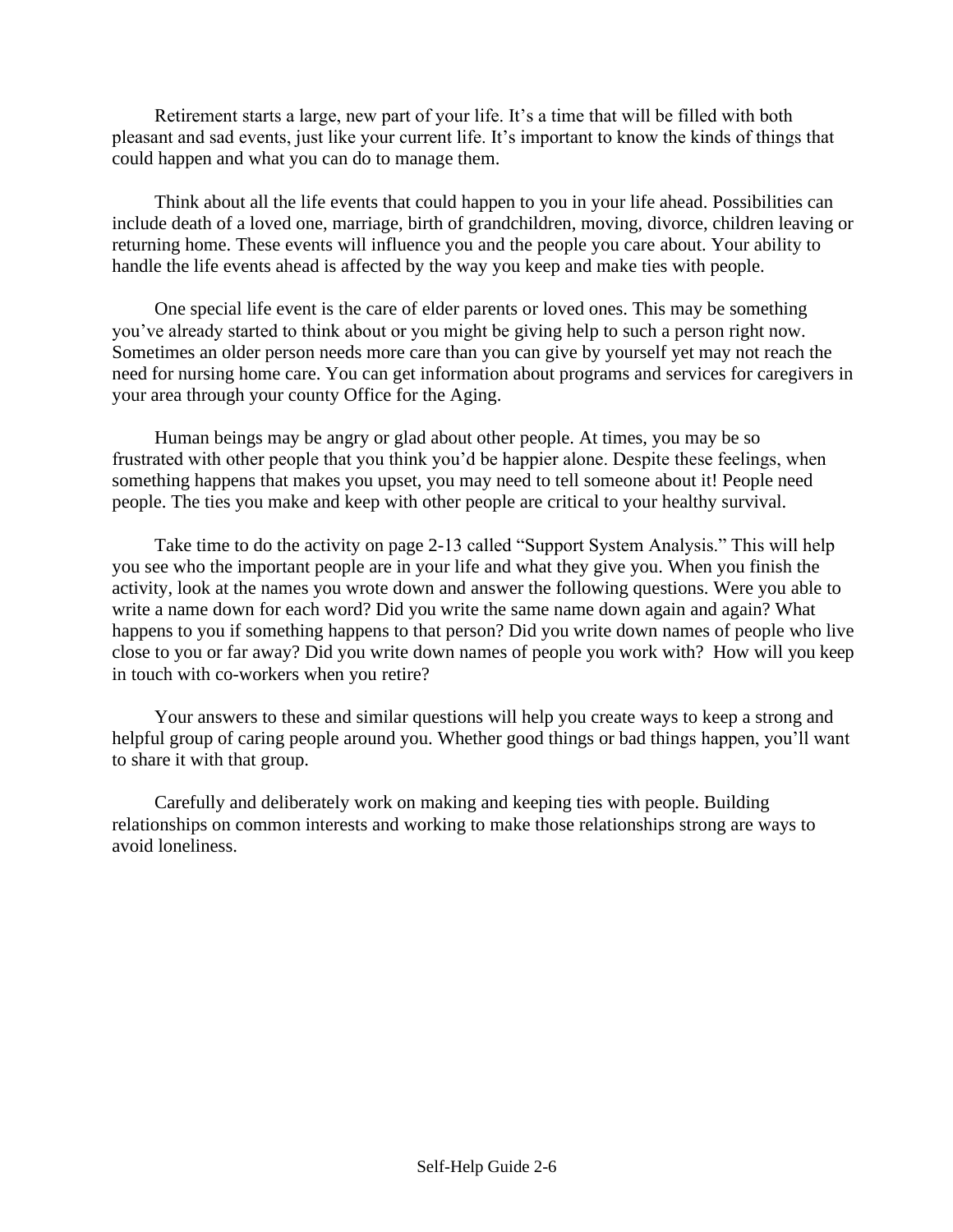Retirement starts a large, new part of your life. It's a time that will be filled with both pleasant and sad events, just like your current life. It's important to know the kinds of things that could happen and what you can do to manage them.

Think about all the life events that could happen to you in your life ahead. Possibilities can include death of a loved one, marriage, birth of grandchildren, moving, divorce, children leaving or returning home. These events will influence you and the people you care about. Your ability to handle the life events ahead is affected by the way you keep and make ties with people.

One special life event is the care of elder parents or loved ones. This may be something you've already started to think about or you might be giving help to such a person right now. Sometimes an older person needs more care than you can give by yourself yet may not reach the need for nursing home care. You can get information about programs and services for caregivers in your area through your county Office for the Aging.

Human beings may be angry or glad about other people. At times, you may be so frustrated with other people that you think you'd be happier alone. Despite these feelings, when something happens that makes you upset, you may need to tell someone about it! People need people. The ties you make and keep with other people are critical to your healthy survival.

Take time to do the activity on page 2-13 called "Support System Analysis." This will help you see who the important people are in your life and what they give you. When you finish the activity, look at the names you wrote down and answer the following questions. Were you able to write a name down for each word? Did you write the same name down again and again? What happens to you if something happens to that person? Did you write down names of people who live close to you or far away? Did you write down names of people you work with? How will you keep in touch with co-workers when you retire?

Your answers to these and similar questions will help you create ways to keep a strong and helpful group of caring people around you. Whether good things or bad things happen, you'll want to share it with that group.

Carefully and deliberately work on making and keeping ties with people. Building relationships on common interests and working to make those relationships strong are ways to avoid loneliness.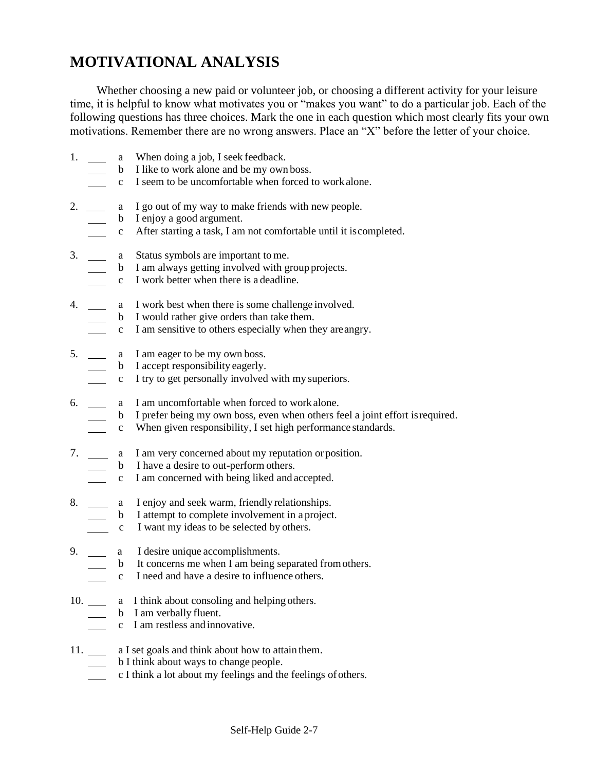# MOTIVATIONAL ANALYSIS

Whether choosing a new paid or volunteer job, or choosing a different activity for your leisure time, it is helpful to know what motivates you or "makes you want" to do a particular job. Each of the following questions has three choices. Mark the one in each question which most clearly fits your own motivations. Remember there are no wrong answers. Place an "X" before the letter of your choice.

1. ___ a When doing a job, I seek feedback.
   ___ b I like to work alone and be my own boss.
   ___ c I seem to be uncomfortable when forced to work alone.

2. ___ a I go out of my way to make friends with new people.
   ___ b I enjoy a good argument.
   ___ c After starting a task, I am not comfortable until it is completed.

3. ___ a Status symbols are important to me.
   ___ b I am always getting involved with group projects.
   ___ c I work better when there is a deadline.

4. ___ a I work best when there is some challenge involved.
   ___ b I would rather give orders than take them.
   ___ c I am sensitive to others especially when they are angry.

5. ___ a I am eager to be my own boss.
   ___ b I accept responsibility eagerly.
   ___ c I try to get personally involved with my superiors.

6. ___ a I am uncomfortable when forced to work alone.
   ___ b I prefer being my own boss, even when others feel a joint effort is required.
   ___ c When given responsibility, I set high performance standards.

7. ___ a I am very concerned about my reputation or position.
   ___ b I have a desire to out-perform others.
   ___ c I am concerned with being liked and accepted.

8. ___ a I enjoy and seek warm, friendly relationships.
   ___ b I attempt to complete involvement in a project.
   ___ c I want my ideas to be selected by others.

9. ___ a I desire unique accomplishments.
   ___ b It concerns me when I am being separated from others.
   ___ c I need and have a desire to influence others.

10. ___ a I think about consoling and helping others.
    ___ b I am verbally fluent.
    ___ c I am restless and innovative.

11. ___ a I set goals and think about how to attain them.
    ___ b I think about ways to change people.
    ___ c I think a lot about my feelings and the feelings of others.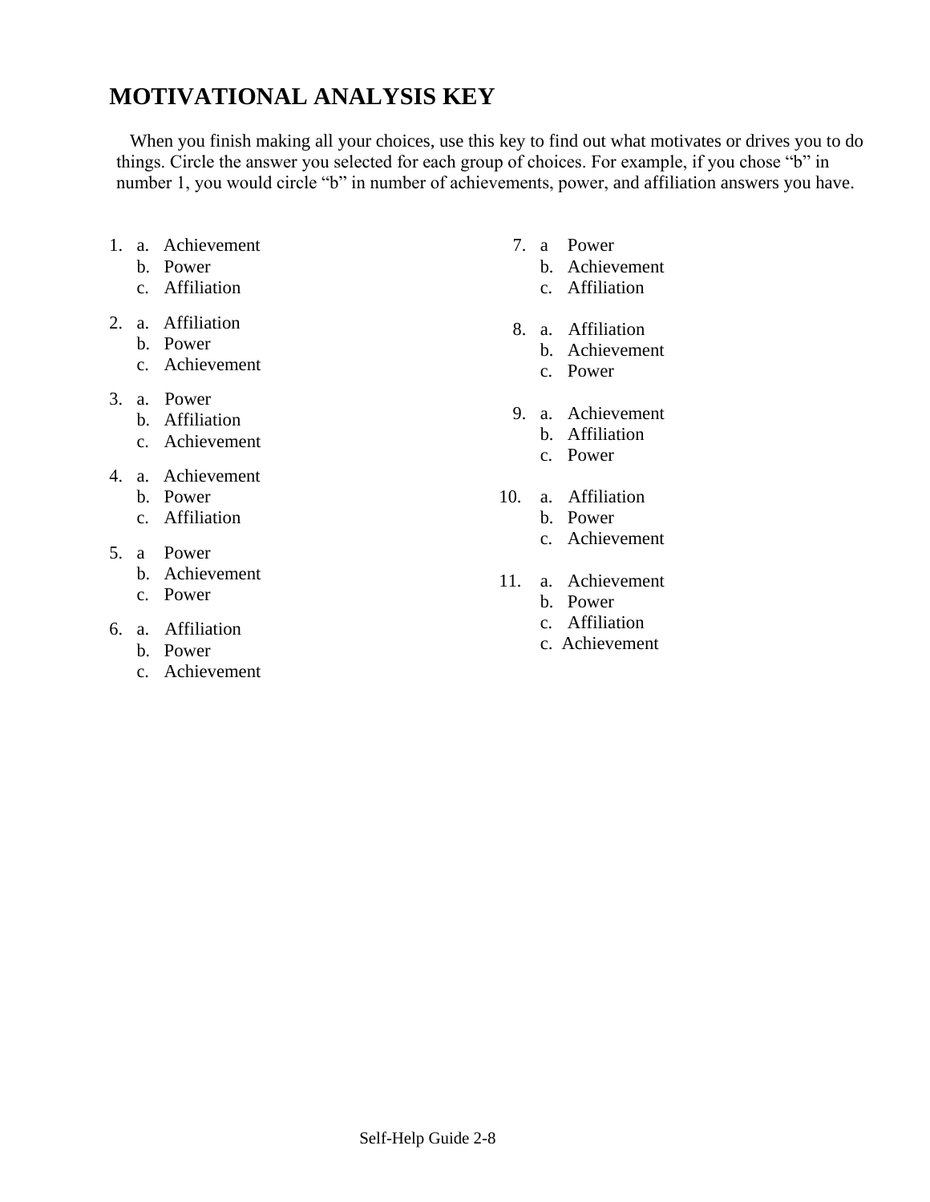# MOTIVATIONAL ANALYSIS KEY

When you finish making all your choices, use this key to find out what motivates or drives you to do things. Circle the answer you selected for each group of choices. For example, if you chose “b” in number 1, you would circle “b” in number of achievements, power, and affiliation answers you have.

1. a. Achievement
   b. Power
   c. Affiliation

2. a. Affiliation
   b. Power
   c. Achievement

3. a. Power
   b. Affiliation
   c. Achievement

4. a. Achievement
   b. Power
   c. Affiliation

5. a Power
   b. Achievement
   c. Power

6. a. Affiliation
   b. Power
   c. Achievement

7. a Power
   b. Achievement
   c. Affiliation

8. a. Affiliation
   b. Achievement
   c. Power

9. a. Achievement
   b. Affiliation
   c. Power

10. a. Affiliation
    b. Power
    c. Achievement

11. a. Achievement
    b. Power
    c. Affiliation
    c. Achievement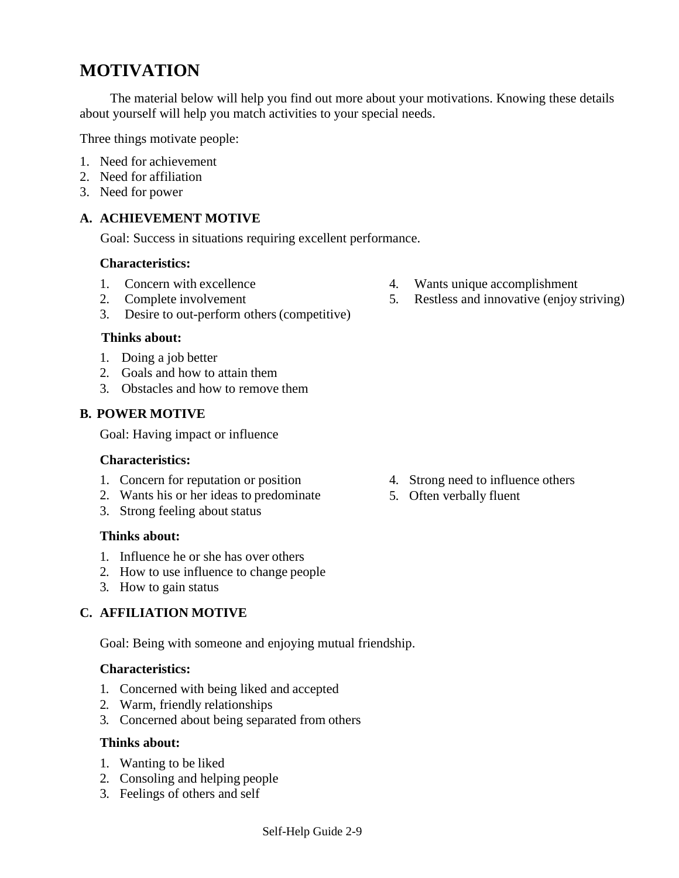# MOTIVATION

The material below will help you find out more about your motivations. Knowing these details about yourself will help you match activities to your special needs.

Three things motivate people:

1. Need for achievement
2. Need for affiliation
3. Need for power

## A. ACHIEVEMENT MOTIVE

Goal: Success in situations requiring excellent performance.

**Characteristics:**

1. Concern with excellence
2. Complete involvement
3. Desire to out-perform others (competitive)
4. Wants unique accomplishment
5. Restless and innovative (enjoy striving)

**Thinks about:**

1. Doing a job better
2. Goals and how to attain them
3. Obstacles and how to remove them

## B. POWER MOTIVE

Goal: Having impact or influence

**Characteristics:**

1. Concern for reputation or position
2. Wants his or her ideas to predominate
3. Strong feeling about status
4. Strong need to influence others
5. Often verbally fluent

**Thinks about:**

1. Influence he or she has over others
2. How to use influence to change people
3. How to gain status

## C. AFFILIATION MOTIVE

Goal: Being with someone and enjoying mutual friendship.

**Characteristics:**

1. Concerned with being liked and accepted
2. Warm, friendly relationships
3. Concerned about being separated from others

**Thinks about:**

1. Wanting to be liked
2. Consoling and helping people
3. Feelings of others and self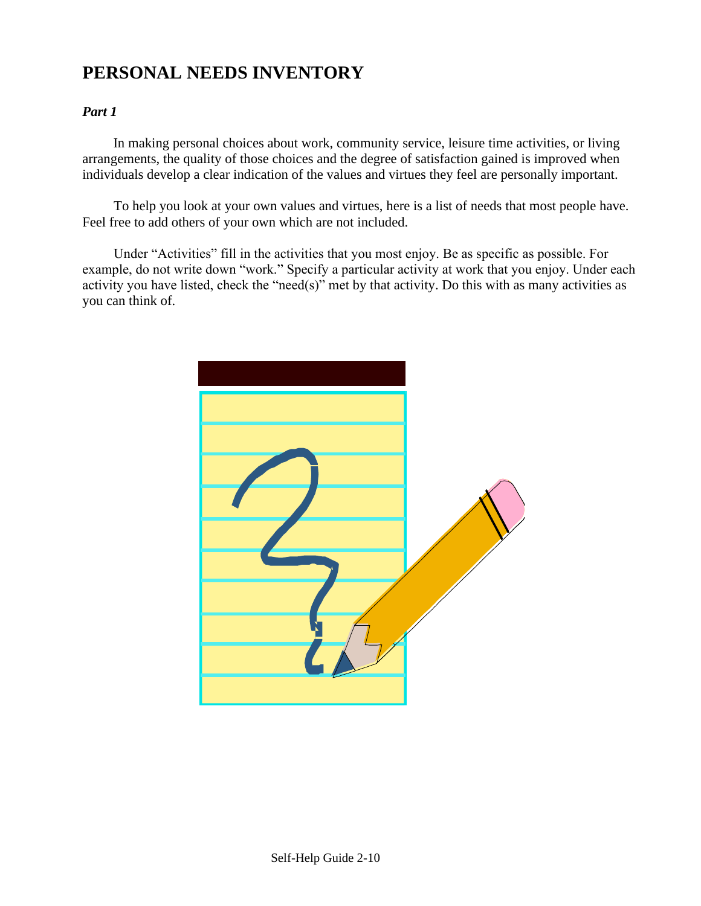# PERSONAL NEEDS INVENTORY

***Part 1***

In making personal choices about work, community service, leisure time activities, or living arrangements, the quality of those choices and the degree of satisfaction gained is improved when individuals develop a clear indication of the values and virtues they feel are personally important.

To help you look at your own values and virtues, here is a list of needs that most people have. Feel free to add others of your own which are not included.

Under "Activities" fill in the activities that you most enjoy. Be as specific as possible. For example, do not write down "work." Specify a particular activity at work that you enjoy. Under each activity you have listed, check the "need(s)" met by that activity. Do this with as many activities as you can think of.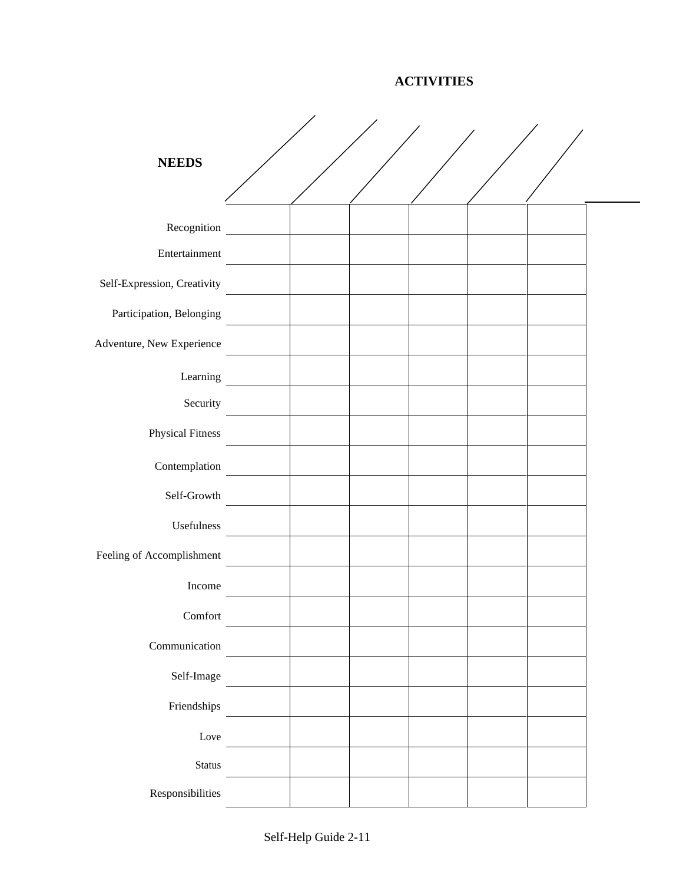**ACTIVITIES**

| **NEEDS** | | | | | | |
|---|---|---|---|---|---|---|
| Recognition | | | | | | |
| Entertainment | | | | | | |
| Self-Expression, Creativity | | | | | | |
| Participation, Belonging | | | | | | |
| Adventure, New Experience | | | | | | |
| Learning | | | | | | |
| Security | | | | | | |
| Physical Fitness | | | | | | |
| Contemplation | | | | | | |
| Self-Growth | | | | | | |
| Usefulness | | | | | | |
| Feeling of Accomplishment | | | | | | |
| Income | | | | | | |
| Comfort | | | | | | |
| Communication | | | | | | |
| Self-Image | | | | | | |
| Friendships | | | | | | |
| Love | | | | | | |
| Status | | | | | | |
| Responsibilities | | | | | | |

Self-Help Guide 2-11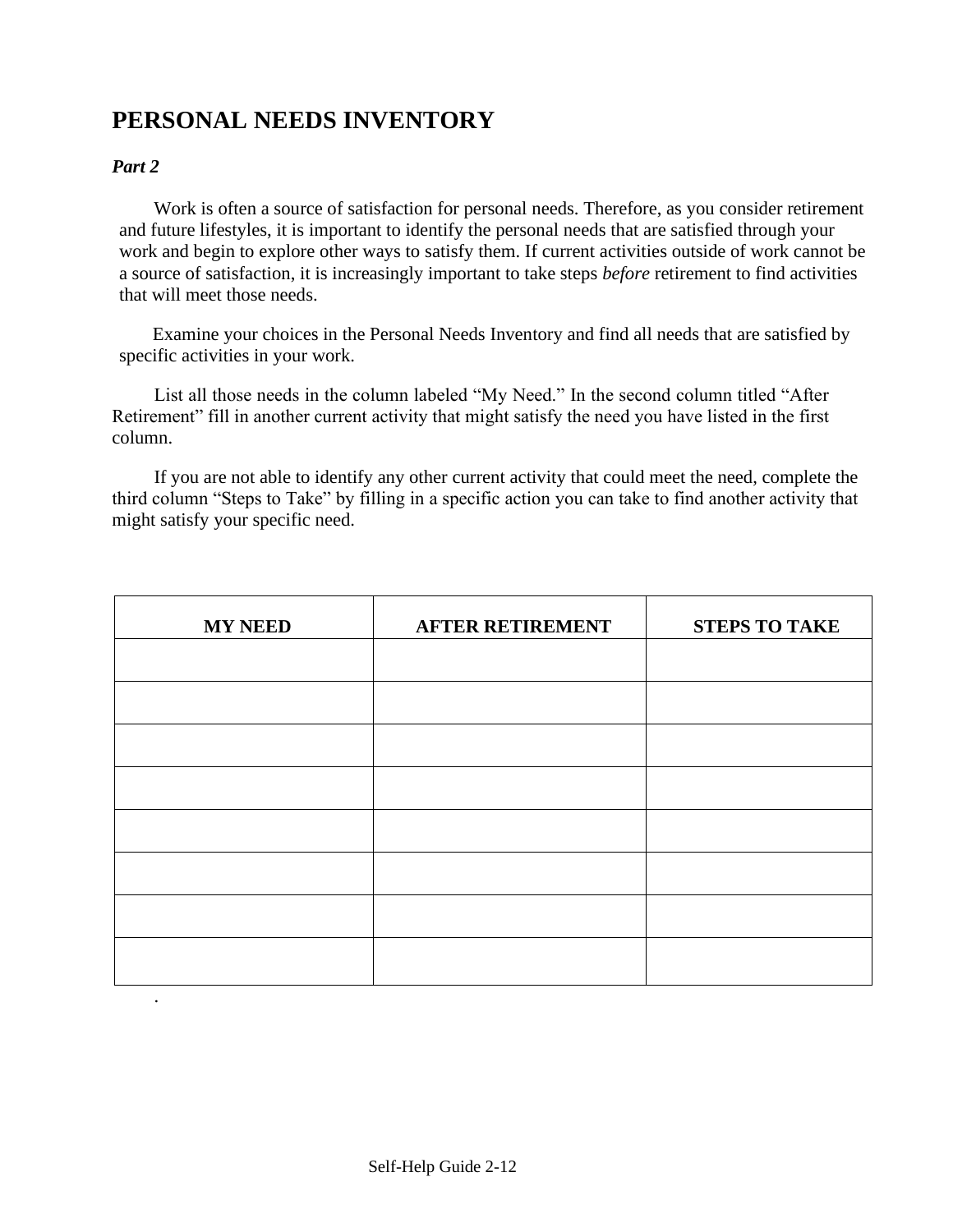# PERSONAL NEEDS INVENTORY

***Part 2***

Work is often a source of satisfaction for personal needs. Therefore, as you consider retirement and future lifestyles, it is important to identify the personal needs that are satisfied through your work and begin to explore other ways to satisfy them. If current activities outside of work cannot be a source of satisfaction, it is increasingly important to take steps *before* retirement to find activities that will meet those needs.

Examine your choices in the Personal Needs Inventory and find all needs that are satisfied by specific activities in your work.

List all those needs in the column labeled "My Need." In the second column titled "After Retirement" fill in another current activity that might satisfy the need you have listed in the first column.

If you are not able to identify any other current activity that could meet the need, complete the third column "Steps to Take" by filling in a specific action you can take to find another activity that might satisfy your specific need.

| MY NEED | AFTER RETIREMENT | STEPS TO TAKE |
| --- | --- | --- |
| | | |
| | | |
| | | |
| | | |
| | | |
| | | |
| | | |
| | | |

.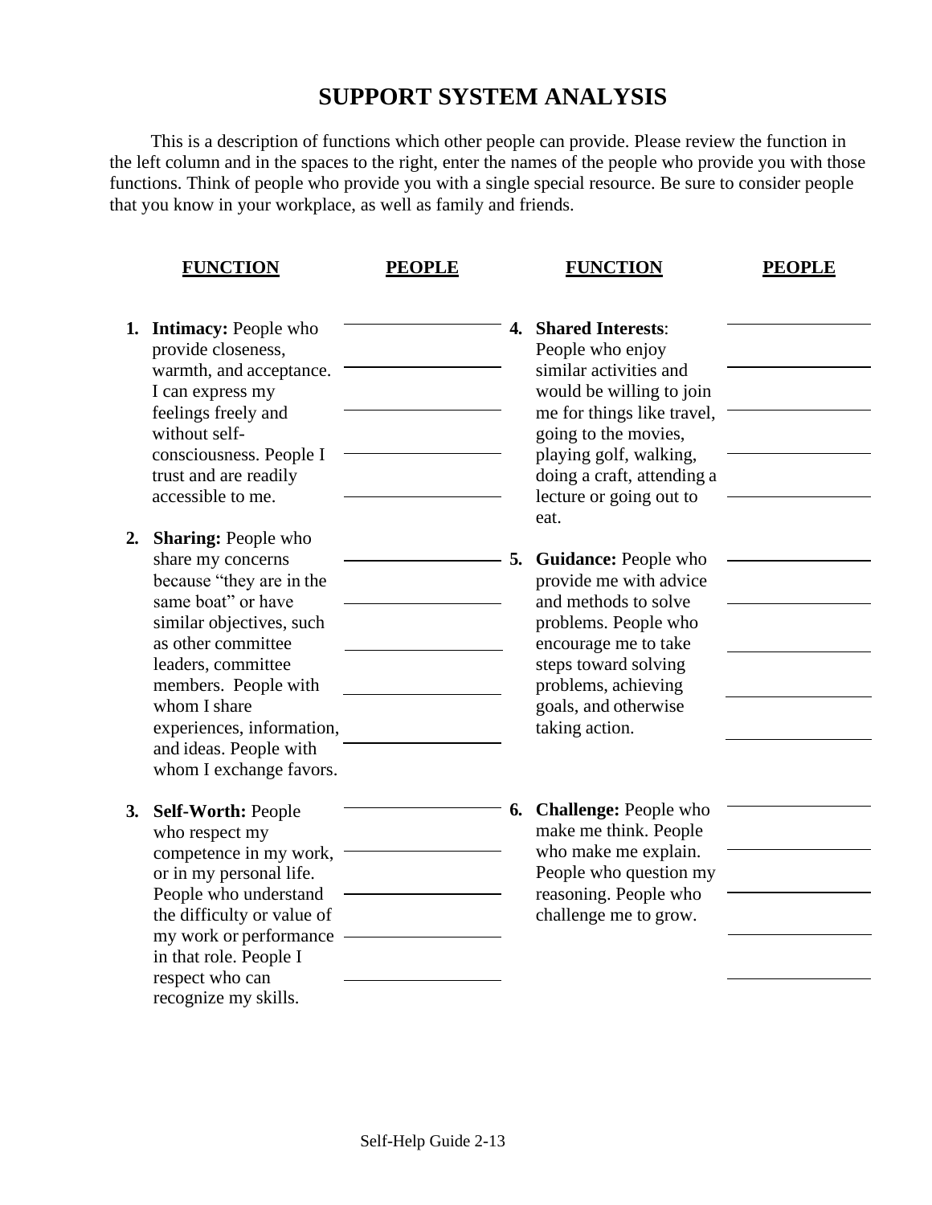# SUPPORT SYSTEM ANALYSIS

This is a description of functions which other people can provide. Please review the function in the left column and in the spaces to the right, enter the names of the people who provide you with those functions. Think of people who provide you with a single special resource. Be sure to consider people that you know in your workplace, as well as family and friends.

| FUNCTION | PEOPLE |
| --- | --- |
| **1. Intimacy:** People who provide closeness, warmth, and acceptance. I can express my feelings freely and without self-consciousness. People I trust and are readily accessible to me. | ______<br>______<br>______<br>______<br>______ |
| **2. Sharing:** People who share my concerns because "they are in the same boat" or have similar objectives, such as other committee leaders, committee members. People with whom I share experiences, information, and ideas. People with whom I exchange favors. | ______<br>______<br>______<br>______<br>______ |
| **3. Self-Worth:** People who respect my competence in my work, or in my personal life. People who understand the difficulty or value of my work or performance in that role. People I respect who can recognize my skills. | ______<br>______<br>______<br>______<br>______ |
| **4. Shared Interests**: People who enjoy similar activities and would be willing to join me for things like travel, going to the movies, playing golf, walking, doing a craft, attending a lecture or going out to eat. | ______<br>______<br>______<br>______<br>______ |
| **5. Guidance:** People who provide me with advice and methods to solve problems. People who encourage me to take steps toward solving problems, achieving goals, and otherwise taking action. | ______<br>______<br>______<br>______<br>______ |
| **6. Challenge:** People who make me think. People who make me explain. People who question my reasoning. People who challenge me to grow. | ______<br>______<br>______<br>______<br>______ |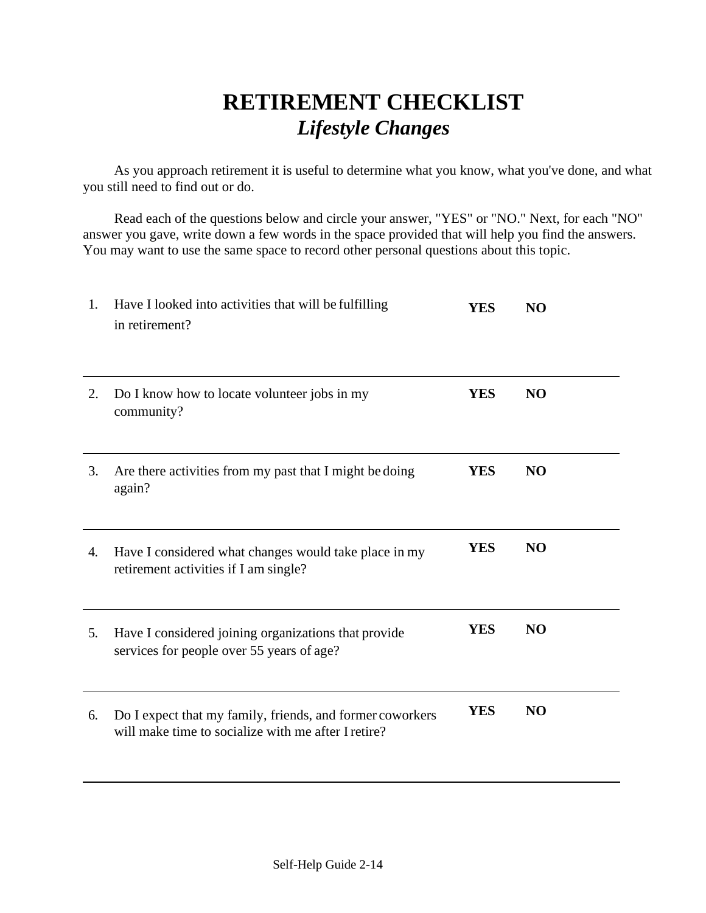# RETIREMENT CHECKLIST

## *Lifestyle Changes*

As you approach retirement it is useful to determine what you know, what you've done, and what you still need to find out or do.

Read each of the questions below and circle your answer, "YES" or "NO." Next, for each "NO" answer you gave, write down a few words in the space provided that will help you find the answers. You may want to use the same space to record other personal questions about this topic.

1. Have I looked into activities that will be fulfilling in retirement? **YES** **NO**

---

2. Do I know how to locate volunteer jobs in my community? **YES** **NO**

---

3. Are there activities from my past that I might be doing again? **YES** **NO**

---

4. Have I considered what changes would take place in my retirement activities if I am single? **YES** **NO**

---

5. Have I considered joining organizations that provide services for people over 55 years of age? **YES** **NO**

---

6. Do I expect that my family, friends, and former coworkers will make time to socialize with me after I retire? **YES** **NO**

---

Self-Help Guide 2-14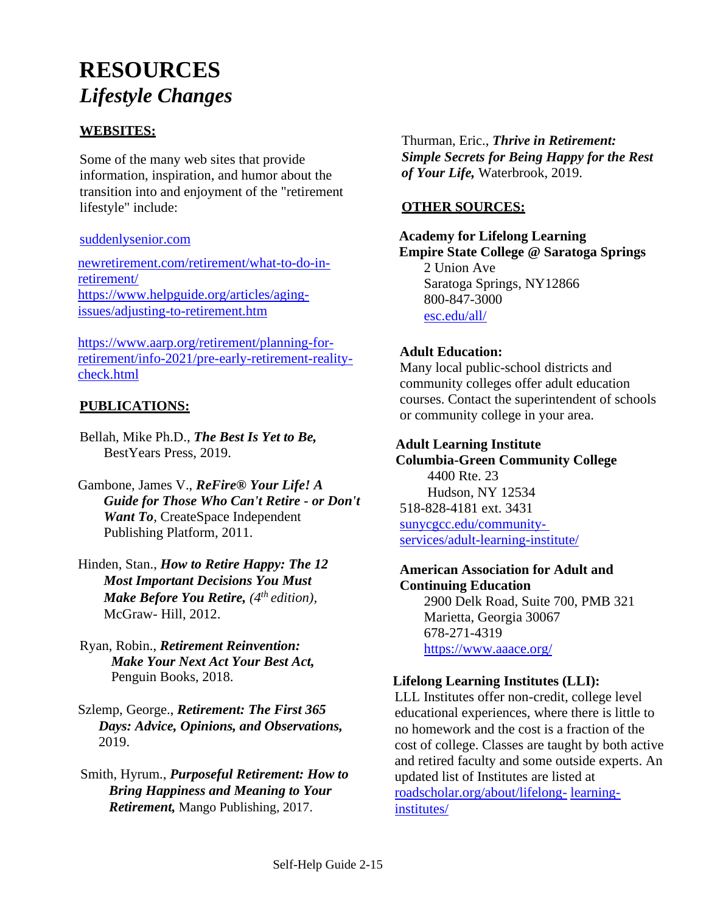# RESOURCES

## *Lifestyle Changes*

**WEBSITES:**

Some of the many web sites that provide information, inspiration, and humor about the transition into and enjoyment of the "retirement lifestyle" include:

suddenlysenior.com

newretirement.com/retirement/what-to-do-in-retirement/
https://www.helpguide.org/articles/aging-issues/adjusting-to-retirement.htm

https://www.aarp.org/retirement/planning-for-retirement/info-2021/pre-early-retirement-reality-check.html

**PUBLICATIONS:**

Bellah, Mike Ph.D., ***The Best Is Yet to Be,*** BestYears Press, 2019.

Gambone, James V., ***ReFire® Your Life! A Guide for Those Who Can't Retire - or Don't Want To***, CreateSpace Independent Publishing Platform, 2011.

Hinden, Stan., ***How to Retire Happy: The 12 Most Important Decisions You Must Make Before You Retire,*** *(4th edition)*, McGraw- Hill, 2012.

Ryan, Robin., ***Retirement Reinvention: Make Your Next Act Your Best Act,*** Penguin Books, 2018.

Szlemp, George., ***Retirement: The First 365 Days: Advice, Opinions, and Observations,*** 2019.

Smith, Hyrum., ***Purposeful Retirement: How to Bring Happiness and Meaning to Your Retirement,*** Mango Publishing, 2017.

Thurman, Eric., ***Thrive in Retirement: Simple Secrets for Being Happy for the Rest of Your Life,*** Waterbrook, 2019.

**OTHER SOURCES:**

**Academy for Lifelong Learning**
**Empire State College @ Saratoga Springs**
2 Union Ave
Saratoga Springs, NY12866
800-847-3000
esc.edu/all/

**Adult Education:**
Many local public-school districts and community colleges offer adult education courses. Contact the superintendent of schools or community college in your area.

**Adult Learning Institute**
**Columbia-Green Community College**
4400 Rte. 23
Hudson, NY 12534
518-828-4181 ext. 3431
sunycgcc.edu/community-services/adult-learning-institute/

**American Association for Adult and Continuing Education**
2900 Delk Road, Suite 700, PMB 321
Marietta, Georgia 30067
678-271-4319
https://www.aaace.org/

**Lifelong Learning Institutes (LLI):**
LLL Institutes offer non-credit, college level educational experiences, where there is little to no homework and the cost is a fraction of the cost of college. Classes are taught by both active and retired faculty and some outside experts. An updated list of Institutes are listed at roadscholar.org/about/lifelong- learning-institutes/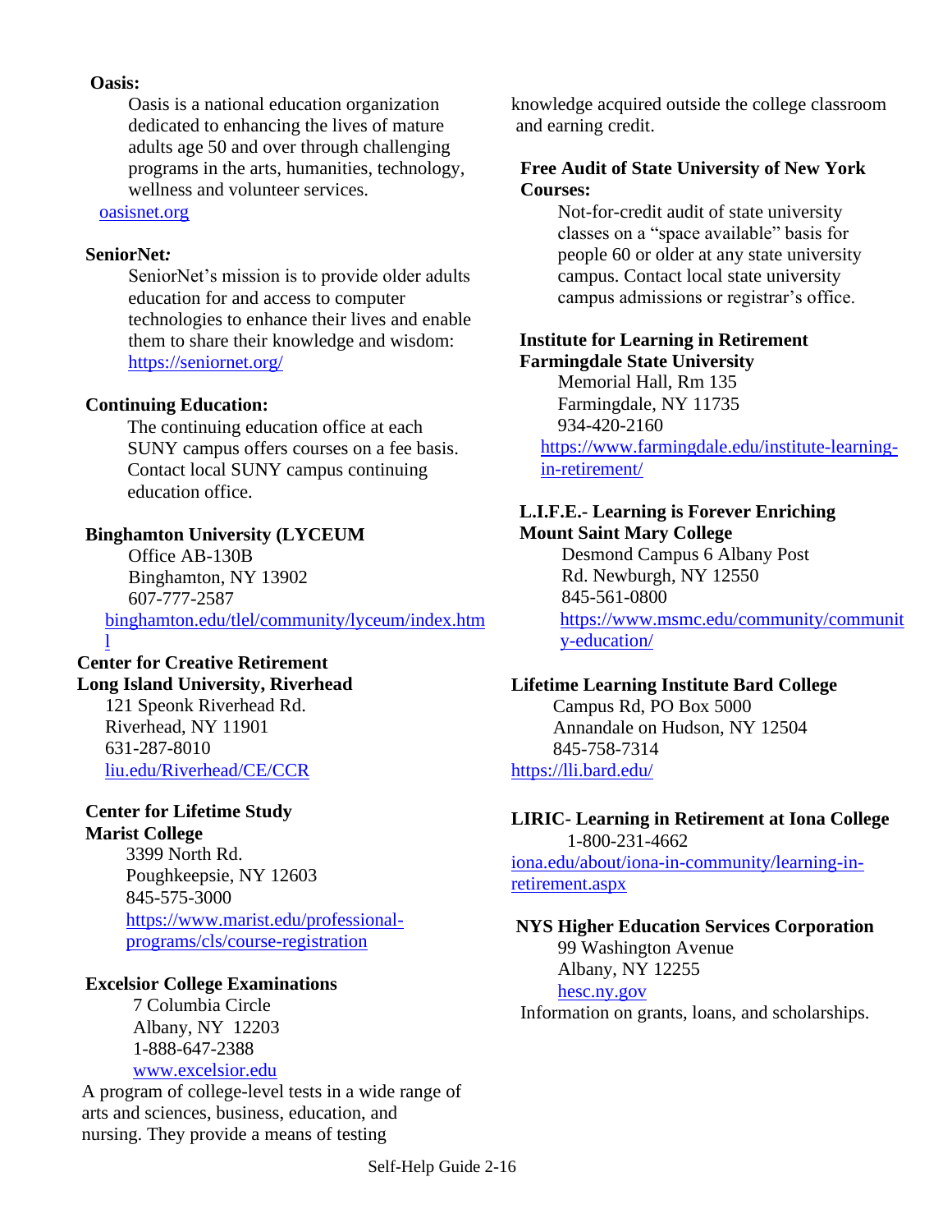**Oasis:**

Oasis is a national education organization dedicated to enhancing the lives of mature adults age 50 and over through challenging programs in the arts, humanities, technology, wellness and volunteer services.

oasisnet.org

**SeniorNet:**

SeniorNet's mission is to provide older adults education for and access to computer technologies to enhance their lives and enable them to share their knowledge and wisdom: https://seniornet.org/

**Continuing Education:**

The continuing education office at each SUNY campus offers courses on a fee basis. Contact local SUNY campus continuing education office.

**Binghamton University (LYCEUM**

Office AB-130B
Binghamton, NY 13902
607-777-2587
binghamton.edu/tlel/community/lyceum/index.html

**Center for Creative Retirement**
**Long Island University, Riverhead**

121 Speonk Riverhead Rd.
Riverhead, NY 11901
631-287-8010
liu.edu/Riverhead/CE/CCR

**Center for Lifetime Study**
**Marist College**

3399 North Rd.
Poughkeepsie, NY 12603
845-575-3000
https://www.marist.edu/professional-programs/cls/course-registration

**Excelsior College Examinations**

7 Columbia Circle
Albany, NY 12203
1-888-647-2388
www.excelsior.edu

A program of college-level tests in a wide range of arts and sciences, business, education, and nursing. They provide a means of testing knowledge acquired outside the college classroom and earning credit.

**Free Audit of State University of New York Courses:**

Not-for-credit audit of state university classes on a "space available" basis for people 60 or older at any state university campus. Contact local state university campus admissions or registrar's office.

**Institute for Learning in Retirement**
**Farmingdale State University**

Memorial Hall, Rm 135
Farmingdale, NY 11735
934-420-2160
https://www.farmingdale.edu/institute-learning-in-retirement/

**L.I.F.E.- Learning is Forever Enriching**
**Mount Saint Mary College**

Desmond Campus 6 Albany Post Rd. Newburgh, NY 12550
845-561-0800
https://www.msmc.edu/community/community-education/

**Lifetime Learning Institute Bard College**

Campus Rd, PO Box 5000
Annandale on Hudson, NY 12504
845-758-7314
https://lli.bard.edu/

**LIRIC- Learning in Retirement at Iona College**

1-800-231-4662
iona.edu/about/iona-in-community/learning-in-retirement.aspx

**NYS Higher Education Services Corporation**

99 Washington Avenue
Albany, NY 12255
hesc.ny.gov

Information on grants, loans, and scholarships.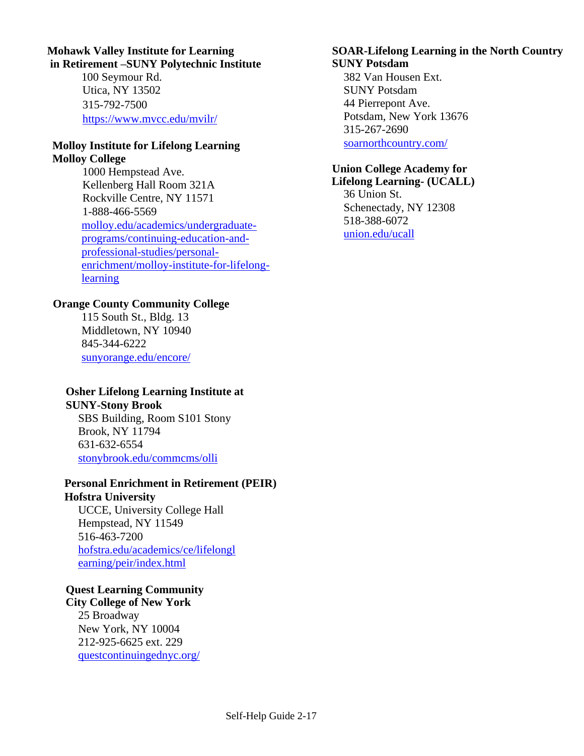**Mohawk Valley Institute for Learning in Retirement –SUNY Polytechnic Institute**

100 Seymour Rd.
Utica, NY 13502
315-792-7500
https://www.mvcc.edu/mvilr/

**Molloy Institute for Lifelong Learning Molloy College**

1000 Hempstead Ave.
Kellenberg Hall Room 321A
Rockville Centre, NY 11571
1-888-466-5569
molloy.edu/academics/undergraduate-programs/continuing-education-and-professional-studies/personal-enrichment/molloy-institute-for-lifelong-learning

**Orange County Community College**

115 South St., Bldg. 13
Middletown, NY 10940
845-344-6222
sunyorange.edu/encore/

**Osher Lifelong Learning Institute at SUNY-Stony Brook**

SBS Building, Room S101 Stony Brook, NY 11794
631-632-6554
stonybrook.edu/commcms/olli

**Personal Enrichment in Retirement (PEIR) Hofstra University**

UCCE, University College Hall
Hempstead, NY 11549
516-463-7200
hofstra.edu/academics/ce/lifelonglearning/peir/index.html

**Quest Learning Community City College of New York**

25 Broadway
New York, NY 10004
212-925-6625 ext. 229
questcontinuingednyc.org/

**SOAR-Lifelong Learning in the North Country SUNY Potsdam**

382 Van Housen Ext.
SUNY Potsdam
44 Pierrepont Ave.
Potsdam, New York 13676
315-267-2690
soarnorthcountry.com/

**Union College Academy for Lifelong Learning- (UCALL)**

36 Union St.
Schenectady, NY 12308
518-388-6072
union.edu/ucall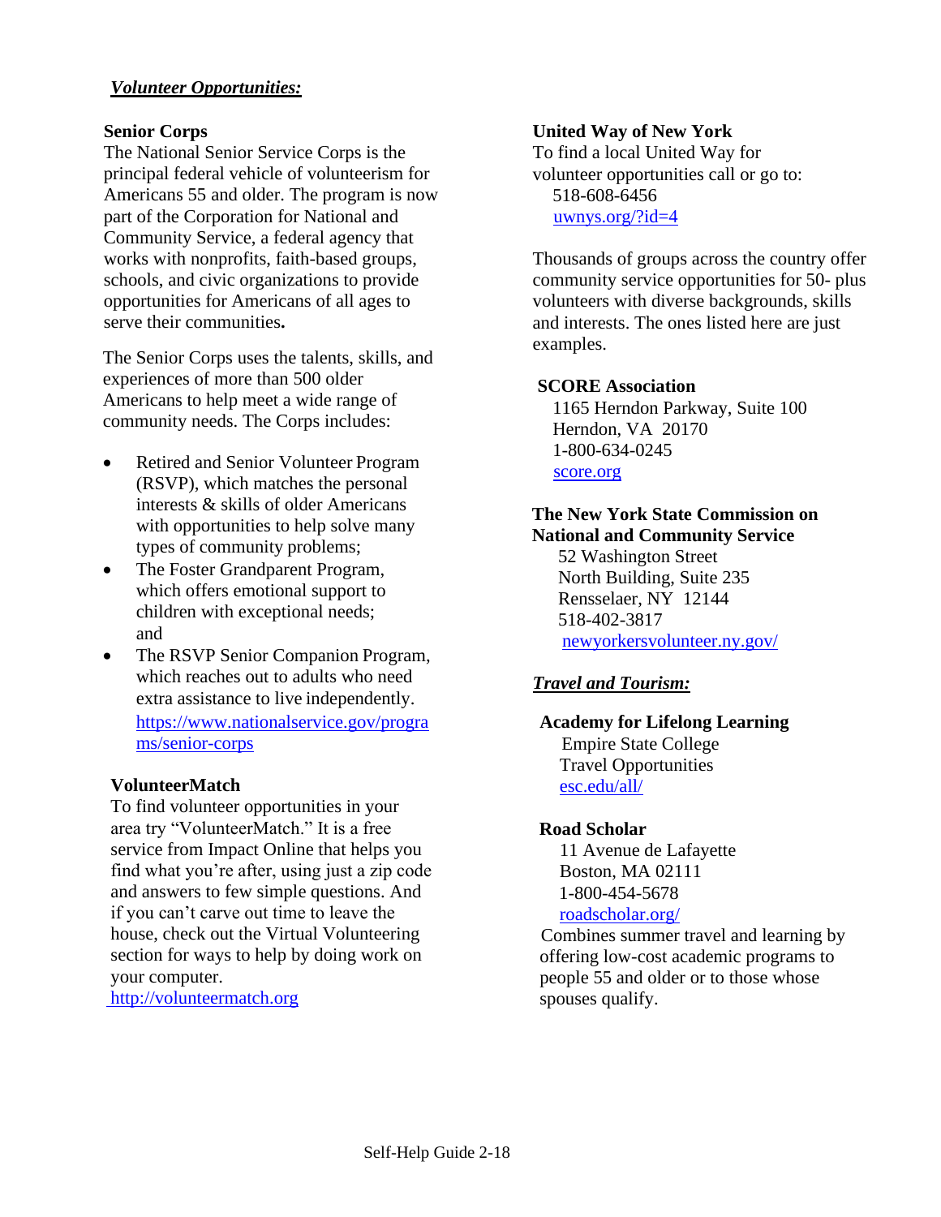***Volunteer Opportunities:***

**Senior Corps**

The National Senior Service Corps is the principal federal vehicle of volunteerism for Americans 55 and older. The program is now part of the Corporation for National and Community Service, a federal agency that works with nonprofits, faith-based groups, schools, and civic organizations to provide opportunities for Americans of all ages to serve their communities**.**

The Senior Corps uses the talents, skills, and experiences of more than 500 older Americans to help meet a wide range of community needs. The Corps includes:

- Retired and Senior Volunteer Program (RSVP), which matches the personal interests & skills of older Americans with opportunities to help solve many types of community problems;
- The Foster Grandparent Program, which offers emotional support to children with exceptional needs; and
- The RSVP Senior Companion Program, which reaches out to adults who need extra assistance to live independently.
  https://www.nationalservice.gov/programs/senior-corps

**VolunteerMatch**

To find volunteer opportunities in your area try "VolunteerMatch." It is a free service from Impact Online that helps you find what you're after, using just a zip code and answers to few simple questions. And if you can't carve out time to leave the house, check out the Virtual Volunteering section for ways to help by doing work on your computer.

http://volunteermatch.org

**United Way of New York**

To find a local United Way for volunteer opportunities call or go to:

518-608-6456
uwnys.org/?id=4

Thousands of groups across the country offer community service opportunities for 50- plus volunteers with diverse backgrounds, skills and interests. The ones listed here are just examples.

**SCORE Association**

1165 Herndon Parkway, Suite 100
Herndon, VA 20170
1-800-634-0245
score.org

**The New York State Commission on National and Community Service**

52 Washington Street
North Building, Suite 235
Rensselaer, NY 12144
518-402-3817
newyorkersvolunteer.ny.gov/

***Travel and Tourism:***

**Academy for Lifelong Learning**

Empire State College
Travel Opportunities
esc.edu/all/

**Road Scholar**

11 Avenue de Lafayette
Boston, MA 02111
1-800-454-5678
roadscholar.org/

Combines summer travel and learning by offering low-cost academic programs to people 55 and older or to those whose spouses qualify.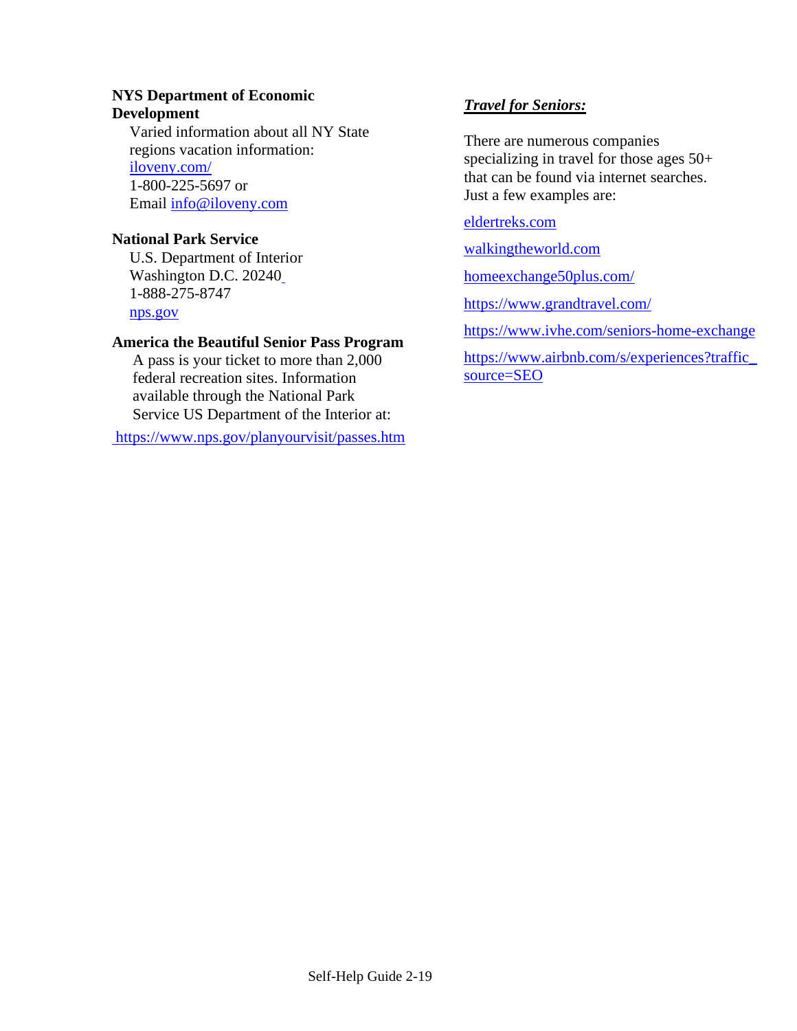**NYS Department of Economic Development**

Varied information about all NY State regions vacation information:
iloveny.com/
1-800-225-5697 or
Email info@iloveny.com

**National Park Service**

U.S. Department of Interior
Washington D.C. 20240
1-888-275-8747
nps.gov

**America the Beautiful Senior Pass Program**

A pass is your ticket to more than 2,000 federal recreation sites. Information available through the National Park Service US Department of the Interior at:

https://www.nps.gov/planyourvisit/passes.htm

***Travel for Seniors:***

There are numerous companies specializing in travel for those ages 50+ that can be found via internet searches. Just a few examples are:

eldertreks.com

walkingtheworld.com

homeexchange50plus.com/

https://www.grandtravel.com/

https://www.ivhe.com/seniors-home-exchange

https://www.airbnb.com/s/experiences?traffic_source=SEO